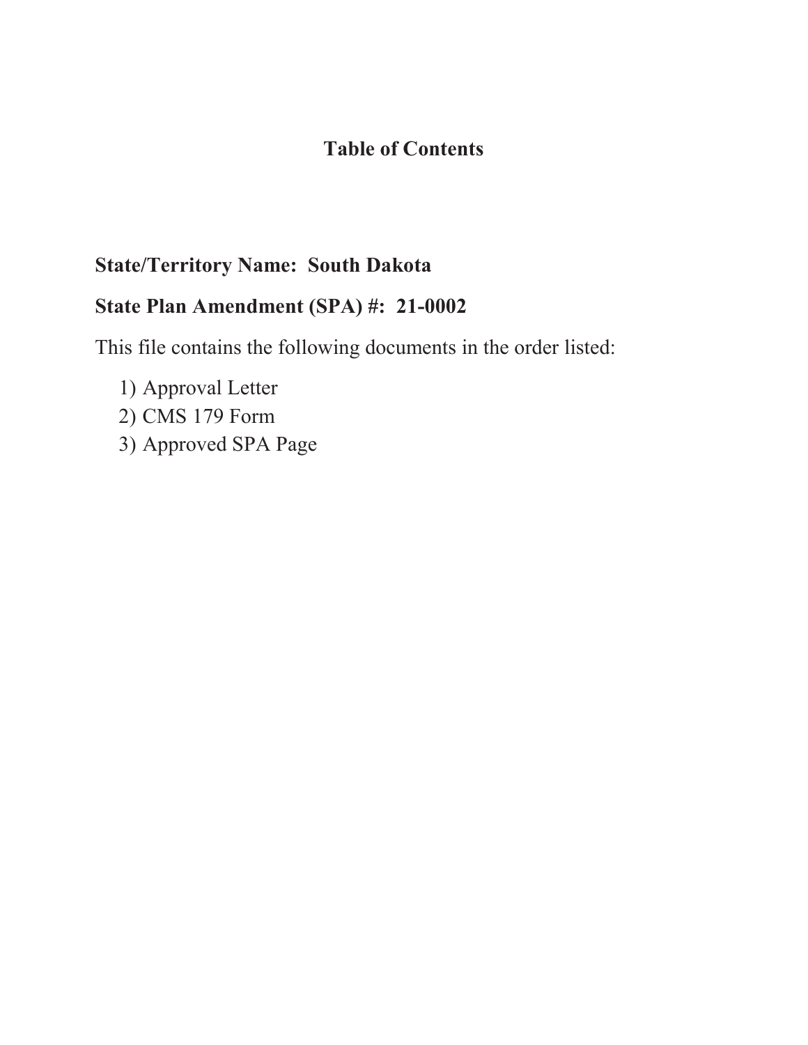# Table of Contents

**State/Territory Name: South Dakota**

**State Plan Amendment (SPA) #: 21-0002**

This file contains the following documents in the order listed:

1) Approval Letter
2) CMS 179 Form
3) Approved SPA Page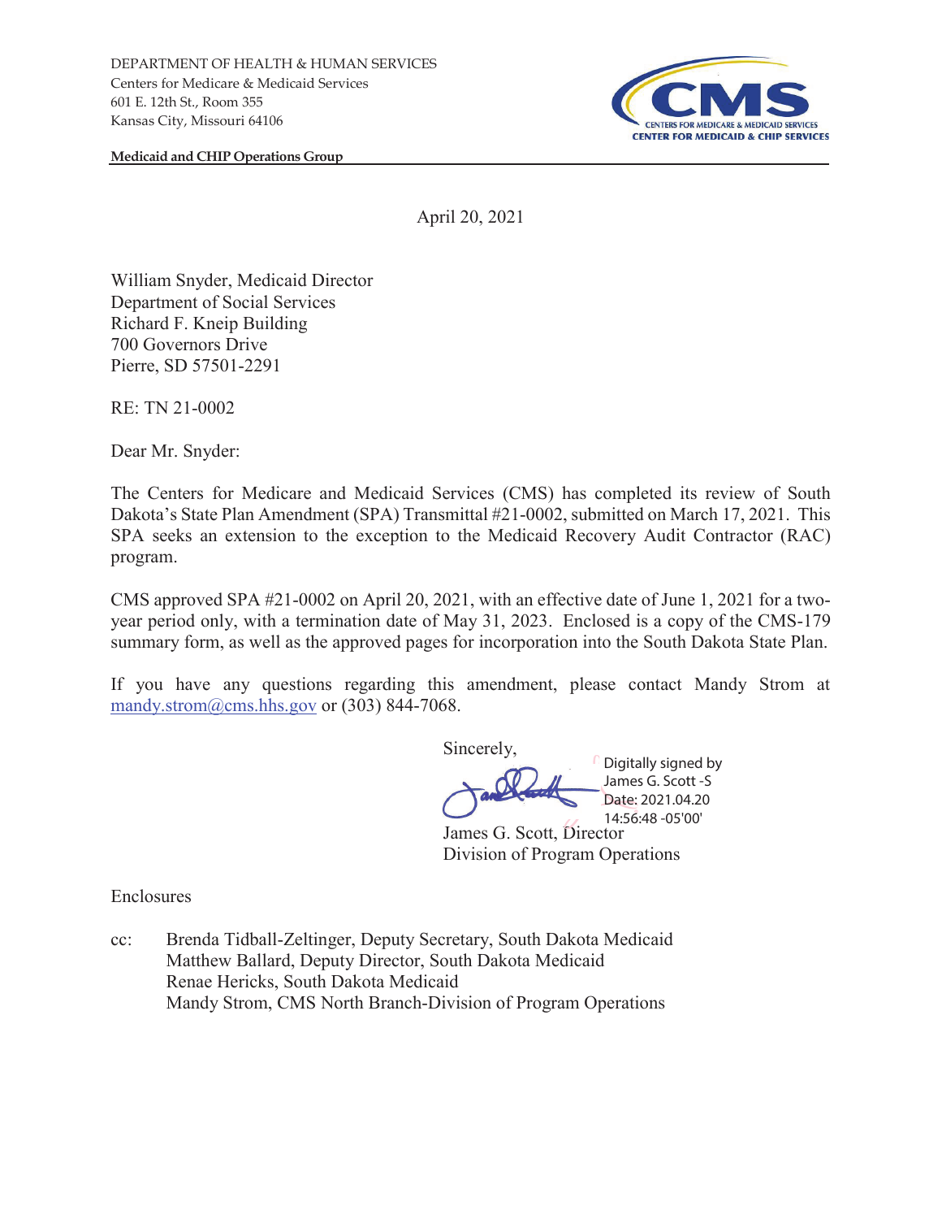DEPARTMENT OF HEALTH & HUMAN SERVICES
Centers for Medicare & Medicaid Services
601 E. 12th St., Room 355
Kansas City, Missouri 64106

**Medicaid and CHIP Operations Group**

CMS CENTERS FOR MEDICARE & MEDICAID SERVICES
CENTER FOR MEDICAID & CHIP SERVICES

April 20, 2021

William Snyder, Medicaid Director
Department of Social Services
Richard F. Kneip Building
700 Governors Drive
Pierre, SD 57501-2291

RE: TN 21-0002

Dear Mr. Snyder:

The Centers for Medicare and Medicaid Services (CMS) has completed its review of South Dakota's State Plan Amendment (SPA) Transmittal #21-0002, submitted on March 17, 2021. This SPA seeks an extension to the exception to the Medicaid Recovery Audit Contractor (RAC) program.

CMS approved SPA #21-0002 on April 20, 2021, with an effective date of June 1, 2021 for a two-year period only, with a termination date of May 31, 2023. Enclosed is a copy of the CMS-179 summary form, as well as the approved pages for incorporation into the South Dakota State Plan.

If you have any questions regarding this amendment, please contact Mandy Strom at mandy.strom@cms.hhs.gov or (303) 844-7068.

Sincerely,

Digitally signed by James G. Scott -S
Date: 2021.04.20 14:56:48 -05'00'

James G. Scott, Director
Division of Program Operations

Enclosures

cc: Brenda Tidball-Zeltinger, Deputy Secretary, South Dakota Medicaid
Matthew Ballard, Deputy Director, South Dakota Medicaid
Renae Hericks, South Dakota Medicaid
Mandy Strom, CMS North Branch-Division of Program Operations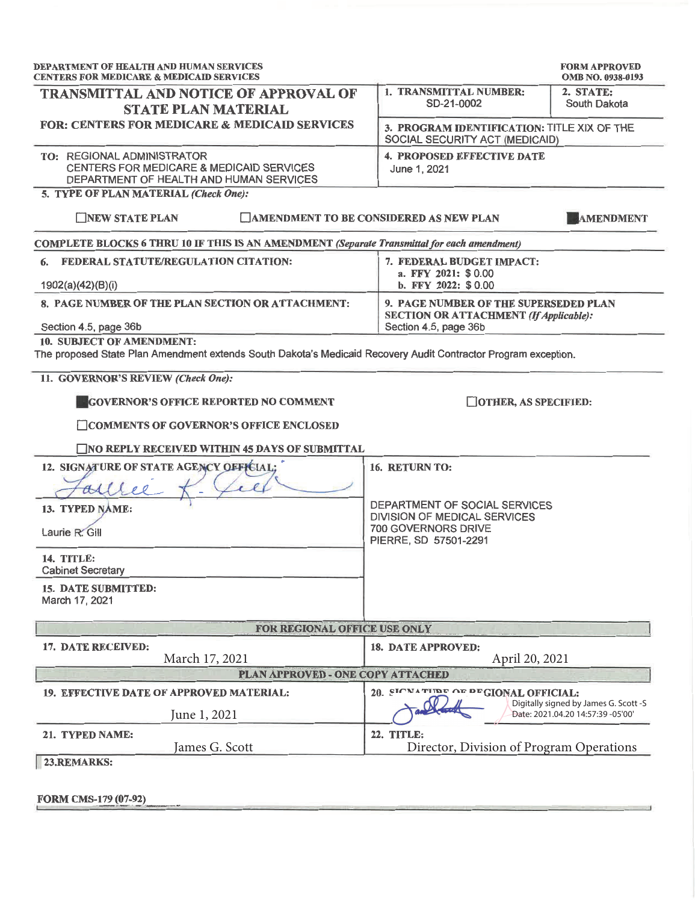DEPARTMENT OF HEALTH AND HUMAN SERVICES
CENTERS FOR MEDICARE & MEDICAID SERVICES

FORM APPROVED
OMB NO. 0938-0193

# TRANSMITTAL AND NOTICE OF APPROVAL OF STATE PLAN MATERIAL

**FOR: CENTERS FOR MEDICARE & MEDICAID SERVICES**

**1. TRANSMITTAL NUMBER:** SD-21-0002

**2. STATE:** South Dakota

**3. PROGRAM IDENTIFICATION:** TITLE XIX OF THE SOCIAL SECURITY ACT (MEDICAID)

**TO:** REGIONAL ADMINISTRATOR
CENTERS FOR MEDICARE & MEDICAID SERVICES
DEPARTMENT OF HEALTH AND HUMAN SERVICES

**4. PROPOSED EFFECTIVE DATE**
June 1, 2021

**5. TYPE OF PLAN MATERIAL** *(Check One):*

☐ NEW STATE PLAN ☐ AMENDMENT TO BE CONSIDERED AS NEW PLAN ☒ AMENDMENT

**COMPLETE BLOCKS 6 THRU 10 IF THIS IS AN AMENDMENT** *(Separate Transmittal for each amendment)*

**6. FEDERAL STATUTE/REGULATION CITATION:**
1902(a)(42)(B)(i)

**7. FEDERAL BUDGET IMPACT:**
a. FFY 2021: $ 0.00
b. FFY 2022: $ 0.00

**8. PAGE NUMBER OF THE PLAN SECTION OR ATTACHMENT:**
Section 4.5, page 36b

**9. PAGE NUMBER OF THE SUPERSEDED PLAN SECTION OR ATTACHMENT** *(If Applicable)*:
Section 4.5, page 36b

**10. SUBJECT OF AMENDMENT:**
The proposed State Plan Amendment extends South Dakota's Medicaid Recovery Audit Contractor Program exception.

**11. GOVERNOR'S REVIEW** *(Check One):*

☒ GOVERNOR'S OFFICE REPORTED NO COMMENT
☐ COMMENTS OF GOVERNOR'S OFFICE ENCLOSED
☐ NO REPLY RECEIVED WITHIN 45 DAYS OF SUBMITTAL
☐ OTHER, AS SPECIFIED:

**12. SIGNATURE OF STATE AGENCY OFFICIAL:** [signature]

**13. TYPED NAME:**
Laurie R. Gill

**14. TITLE:**
Cabinet Secretary

**15. DATE SUBMITTED:**
March 17, 2021

**16. RETURN TO:**
DEPARTMENT OF SOCIAL SERVICES
DIVISION OF MEDICAL SERVICES
700 GOVERNORS DRIVE
PIERRE, SD 57501-2291

**FOR REGIONAL OFFICE USE ONLY**

**17. DATE RECEIVED:**
March 17, 2021

**18. DATE APPROVED:**
April 20, 2021

**PLAN APPROVED - ONE COPY ATTACHED**

**19. EFFECTIVE DATE OF APPROVED MATERIAL:**
June 1, 2021

**20. SIGNATURE OF REGIONAL OFFICIAL:** [signature]
Digitally signed by James G. Scott -S
Date: 2021.04.20 14:57:39 -05'00'

**21. TYPED NAME:**
James G. Scott

**22. TITLE:**
Director, Division of Program Operations

**23. REMARKS:**

**FORM CMS-179 (07-92)**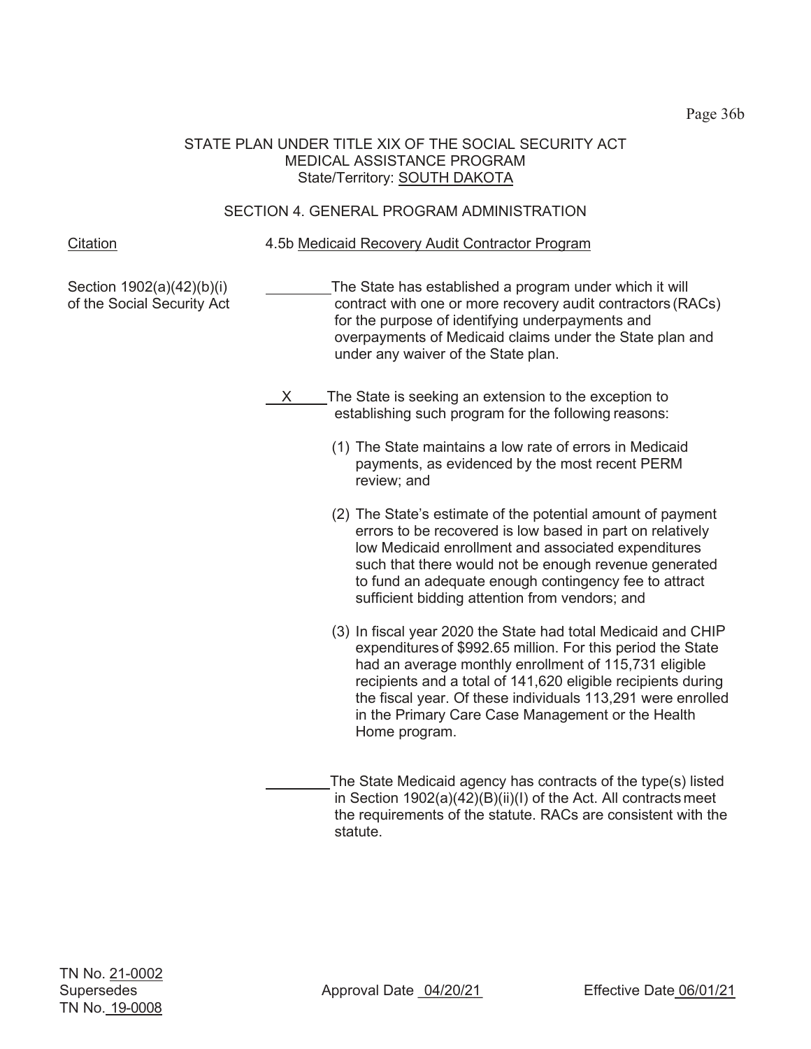STATE PLAN UNDER TITLE XIX OF THE SOCIAL SECURITY ACT
MEDICAL ASSISTANCE PROGRAM
State/Territory: SOUTH DAKOTA

SECTION 4. GENERAL PROGRAM ADMINISTRATION

| Citation | 4.5b Medicaid Recovery Audit Contractor Program |
|---|---|
| Section 1902(a)(42)(b)(i) of the Social Security Act | ________ The State has established a program under which it will contract with one or more recovery audit contractors (RACs) for the purpose of identifying underpayments and overpayments of Medicaid claims under the State plan and under any waiver of the State plan. |
| | ___X___ The State is seeking an extension to the exception to establishing such program for the following reasons: |
| | (1) The State maintains a low rate of errors in Medicaid payments, as evidenced by the most recent PERM review; and |
| | (2) The State's estimate of the potential amount of payment errors to be recovered is low based in part on relatively low Medicaid enrollment and associated expenditures such that there would not be enough revenue generated to fund an adequate enough contingency fee to attract sufficient bidding attention from vendors; and |
| | (3) In fiscal year 2020 the State had total Medicaid and CHIP expenditures of $992.65 million. For this period the State had an average monthly enrollment of 115,731 eligible recipients and a total of 141,620 eligible recipients during the fiscal year. Of these individuals 113,291 were enrolled in the Primary Care Case Management or the Health Home program. |
| | ________ The State Medicaid agency has contracts of the type(s) listed in Section 1902(a)(42)(B)(ii)(I) of the Act. All contracts meet the requirements of the statute. RACs are consistent with the statute. |

TN No. 21-0002
Supersedes
TN No. 19-0008

Approval Date 04/20/21

Effective Date 06/01/21